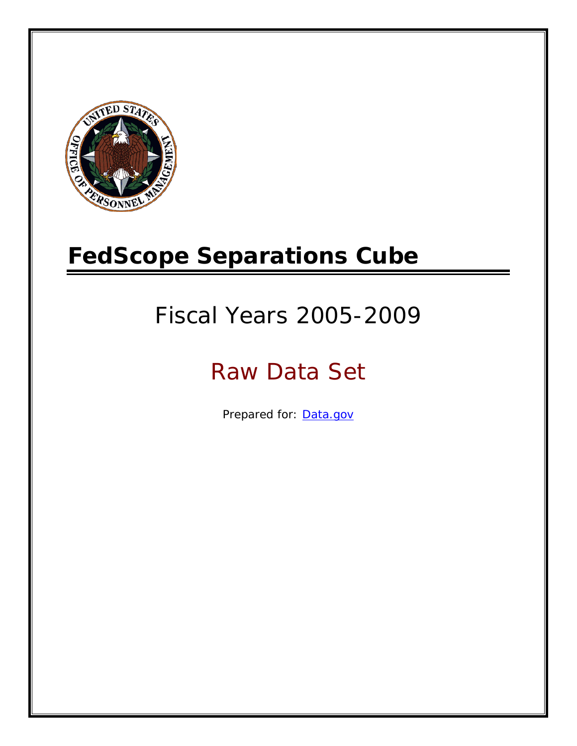# FedScope Separations Cube

## Fiscal Years 2005-2009

## Raw Data Set

Prepared for: [Data.gov](Data.gov)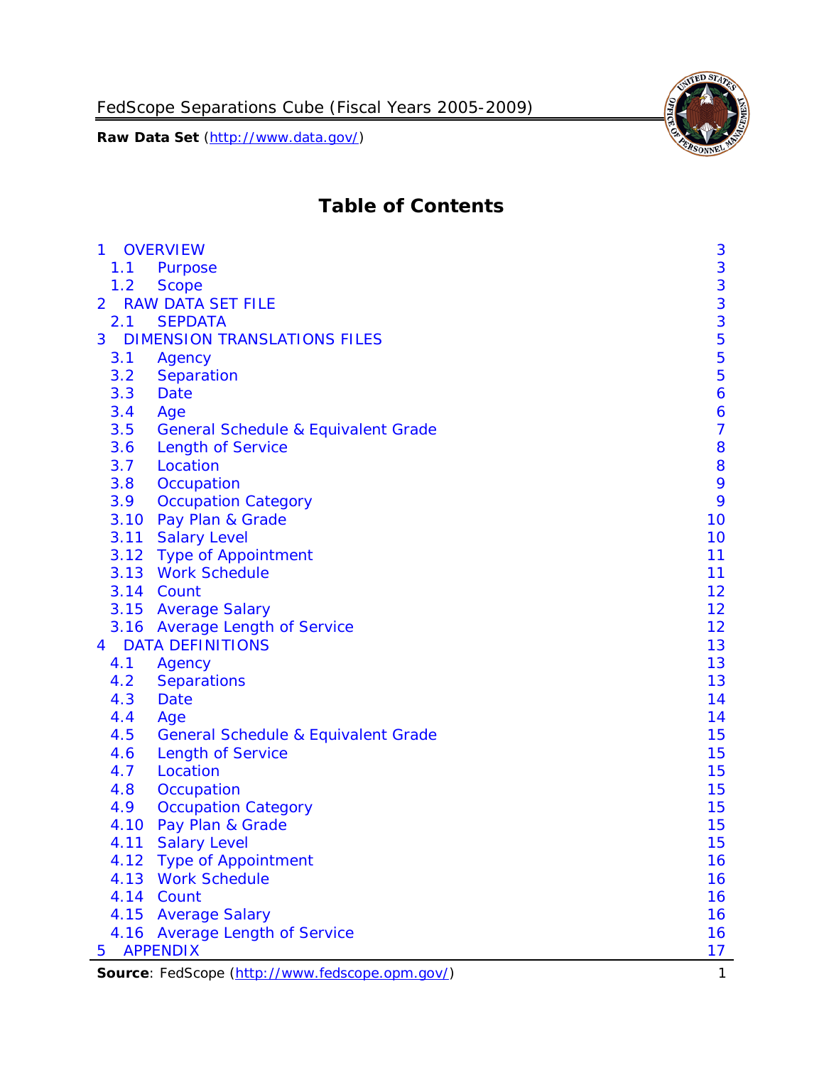# Table of Contents

| | | |
|---|---|---|
| 1 | OVERVIEW | 3 |
| 1.1 | Purpose | 3 |
| 1.2 | Scope | 3 |
| 2 | RAW DATA SET FILE | 3 |
| 2.1 | SEPDATA | 3 |
| 3 | DIMENSION TRANSLATIONS FILES | 5 |
| 3.1 | Agency | 5 |
| 3.2 | Separation | 5 |
| 3.3 | Date | 6 |
| 3.4 | Age | 6 |
| 3.5 | General Schedule & Equivalent Grade | 7 |
| 3.6 | Length of Service | 8 |
| 3.7 | Location | 8 |
| 3.8 | Occupation | 9 |
| 3.9 | Occupation Category | 9 |
| 3.10 | Pay Plan & Grade | 10 |
| 3.11 | Salary Level | 10 |
| 3.12 | Type of Appointment | 11 |
| 3.13 | Work Schedule | 11 |
| 3.14 | Count | 12 |
| 3.15 | Average Salary | 12 |
| 3.16 | Average Length of Service | 12 |
| 4 | DATA DEFINITIONS | 13 |
| 4.1 | Agency | 13 |
| 4.2 | Separations | 13 |
| 4.3 | Date | 14 |
| 4.4 | Age | 14 |
| 4.5 | General Schedule & Equivalent Grade | 15 |
| 4.6 | Length of Service | 15 |
| 4.7 | Location | 15 |
| 4.8 | Occupation | 15 |
| 4.9 | Occupation Category | 15 |
| 4.10 | Pay Plan & Grade | 15 |
| 4.11 | Salary Level | 15 |
| 4.12 | Type of Appointment | 16 |
| 4.13 | Work Schedule | 16 |
| 4.14 | Count | 16 |
| 4.15 | Average Salary | 16 |
| 4.16 | Average Length of Service | 16 |
| 5 | APPENDIX | 17 |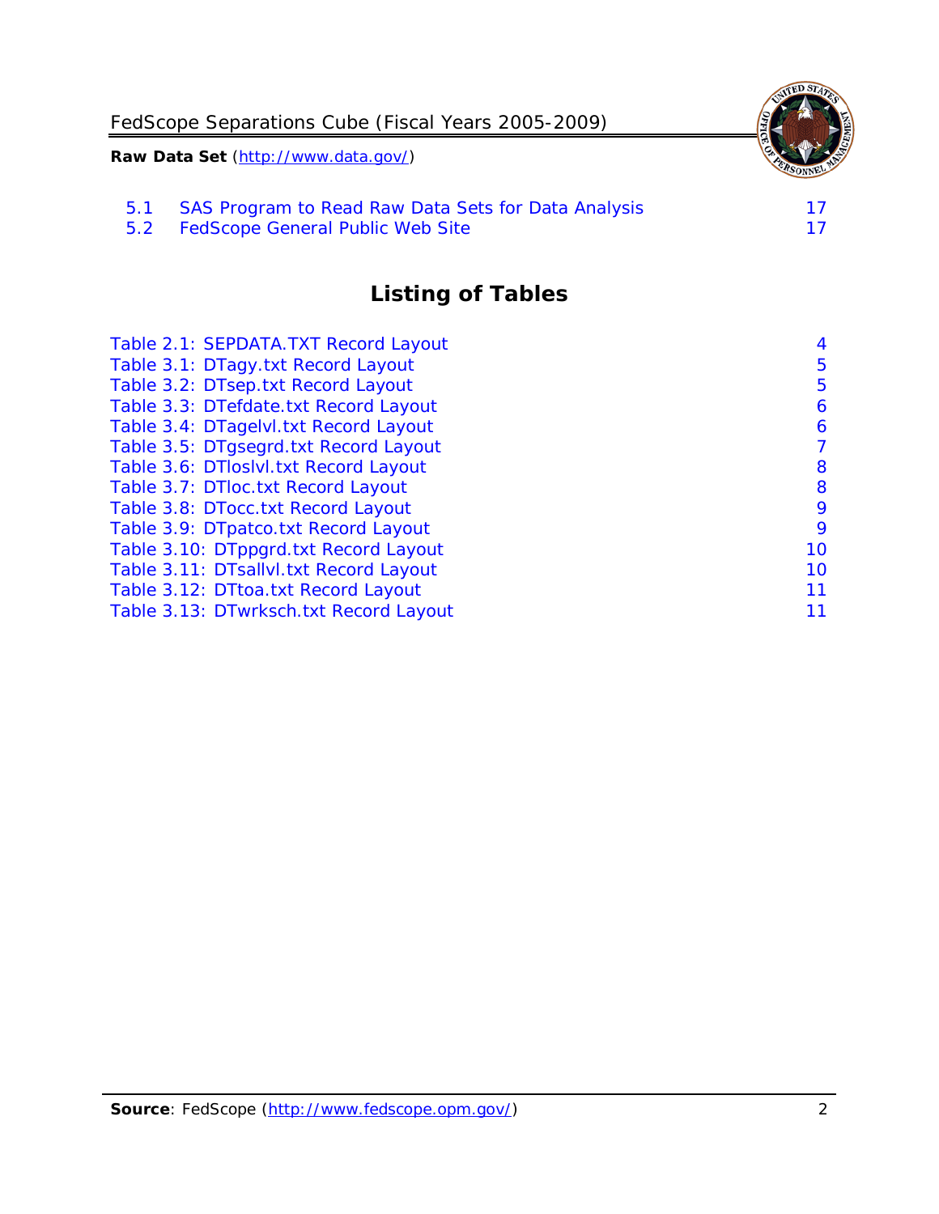5.1 SAS Program to Read Raw Data Sets for Data Analysis 17
5.2 FedScope General Public Web Site 17

## Listing of Tables

Table 2.1: SEPDATA.TXT Record Layout 4
Table 3.1: DTagy.txt Record Layout 5
Table 3.2: DTsep.txt Record Layout 5
Table 3.3: DTefdate.txt Record Layout 6
Table 3.4: DTagelvl.txt Record Layout 6
Table 3.5: DTgsegrd.txt Record Layout 7
Table 3.6: DTloslvl.txt Record Layout 8
Table 3.7: DTloc.txt Record Layout 8
Table 3.8: DTocc.txt Record Layout 9
Table 3.9: DTpatco.txt Record Layout 9
Table 3.10: DTppgrd.txt Record Layout 10
Table 3.11: DTsallvl.txt Record Layout 10
Table 3.12: DTtoa.txt Record Layout 11
Table 3.13: DTwrksch.txt Record Layout 11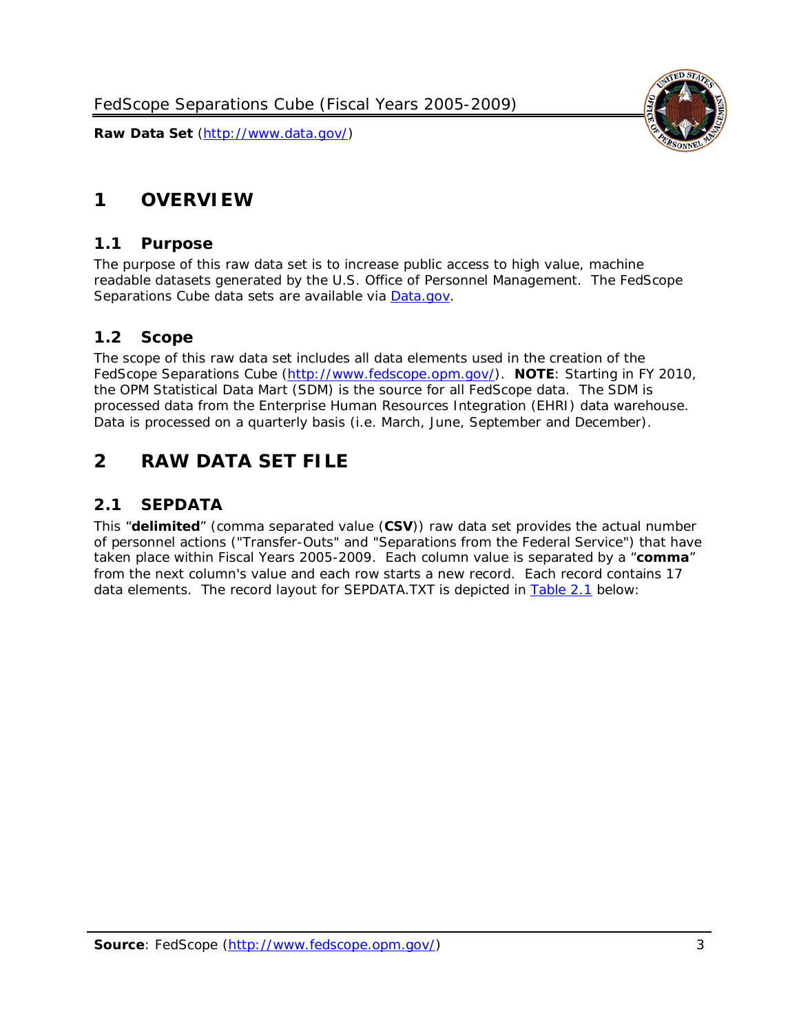# 1 OVERVIEW

## 1.1 Purpose

The purpose of this raw data set is to increase public access to high value, machine readable datasets generated by the U.S. Office of Personnel Management. The FedScope Separations Cube data sets are available via [Data.gov](http://www.data.gov/).

## 1.2 Scope

The scope of this raw data set includes all data elements used in the creation of the FedScope Separations Cube ([http://www.fedscope.opm.gov/](http://www.fedscope.opm.gov/)). **NOTE**: Starting in FY 2010, the OPM Statistical Data Mart (SDM) is the source for all FedScope data. The SDM is processed data from the Enterprise Human Resources Integration (EHRI) data warehouse. Data is processed on a quarterly basis (i.e. March, June, September and December).

# 2 RAW DATA SET FILE

## 2.1 SEPDATA

This "**delimited**" (comma separated value (**CSV**)) raw data set provides the actual number of personnel actions ("Transfer-Outs" and "Separations from the Federal Service") that have taken place within Fiscal Years 2005-2009. Each column value is separated by a "**comma**" from the next column's value and each row starts a new record. Each record contains 17 data elements. The record layout for SEPDATA.TXT is depicted in Table 2.1 below: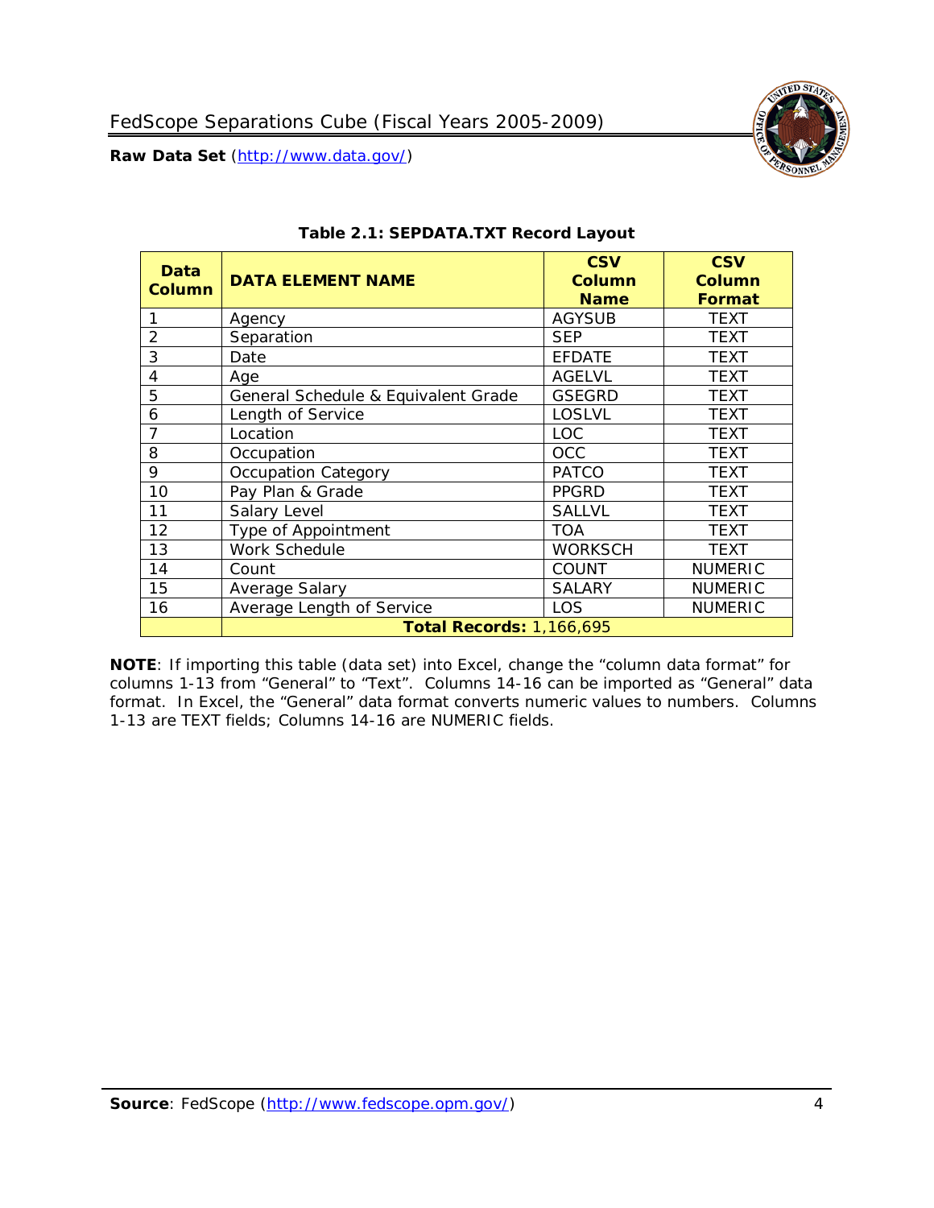**Table 2.1: SEPDATA.TXT Record Layout**

| Data Column | DATA ELEMENT NAME | CSV Column Name | CSV Column Format |
|---|---|---|---|
| 1 | Agency | AGYSUB | TEXT |
| 2 | Separation | SEP | TEXT |
| 3 | Date | EFDATE | TEXT |
| 4 | Age | AGELVL | TEXT |
| 5 | General Schedule & Equivalent Grade | GSEGRD | TEXT |
| 6 | Length of Service | LOSLVL | TEXT |
| 7 | Location | LOC | TEXT |
| 8 | Occupation | OCC | TEXT |
| 9 | Occupation Category | PATCO | TEXT |
| 10 | Pay Plan & Grade | PPGRD | TEXT |
| 11 | Salary Level | SALLVL | TEXT |
| 12 | Type of Appointment | TOA | TEXT |
| 13 | Work Schedule | WORKSCH | TEXT |
| 14 | Count | COUNT | NUMERIC |
| 15 | Average Salary | SALARY | NUMERIC |
| 16 | Average Length of Service | LOS | NUMERIC |
| | **Total Records:** 1,166,695 | | |

**NOTE**: If importing this table (data set) into Excel, change the "column data format" for columns 1-13 from "General" to "Text". Columns 14-16 can be imported as "General" data format. In Excel, the "General" data format converts numeric values to numbers. Columns 1-13 are TEXT fields; Columns 14-16 are NUMERIC fields.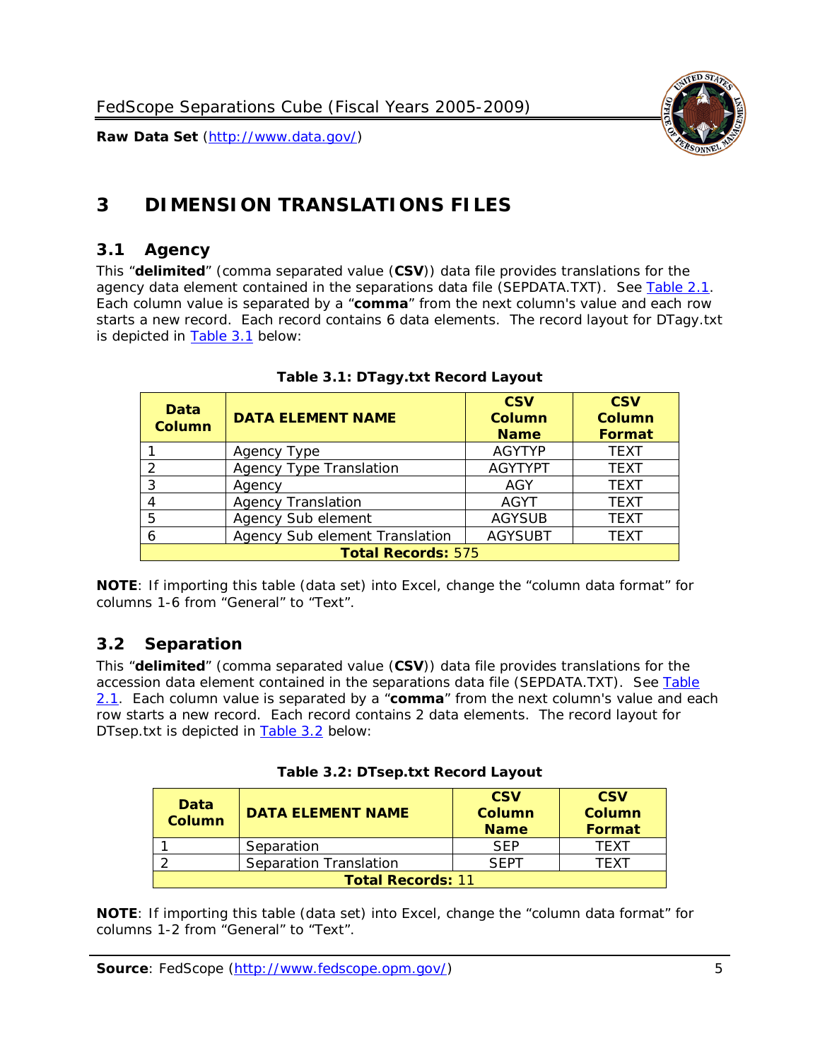# 3 DIMENSION TRANSLATIONS FILES

## 3.1 Agency

This "**delimited**" (comma separated value (**CSV**)) data file provides translations for the agency data element contained in the separations data file (SEPDATA.TXT). See Table 2.1. Each column value is separated by a "**comma**" from the next column's value and each row starts a new record. Each record contains 6 data elements. The record layout for DTagy.txt is depicted in Table 3.1 below:

**Table 3.1: DTagy.txt Record Layout**

| Data Column | DATA ELEMENT NAME | CSV Column Name | CSV Column Format |
|---|---|---|---|
| 1 | Agency Type | AGYTYP | TEXT |
| 2 | Agency Type Translation | AGYTYPT | TEXT |
| 3 | Agency | AGY | TEXT |
| 4 | Agency Translation | AGYT | TEXT |
| 5 | Agency Sub element | AGYSUB | TEXT |
| 6 | Agency Sub element Translation | AGYSUBT | TEXT |
| **Total Records:** 575 | | | |

**NOTE**: If importing this table (data set) into Excel, change the "column data format" for columns 1-6 from "General" to "Text".

## 3.2 Separation

This "**delimited**" (comma separated value (**CSV**)) data file provides translations for the accession data element contained in the separations data file (SEPDATA.TXT). See Table 2.1. Each column value is separated by a "**comma**" from the next column's value and each row starts a new record. Each record contains 2 data elements. The record layout for DTsep.txt is depicted in Table 3.2 below:

**Table 3.2: DTsep.txt Record Layout**

| Data Column | DATA ELEMENT NAME | CSV Column Name | CSV Column Format |
|---|---|---|---|
| 1 | Separation | SEP | TEXT |
| 2 | Separation Translation | SEPT | TEXT |
| **Total Records:** 11 | | | |

**NOTE**: If importing this table (data set) into Excel, change the "column data format" for columns 1-2 from "General" to "Text".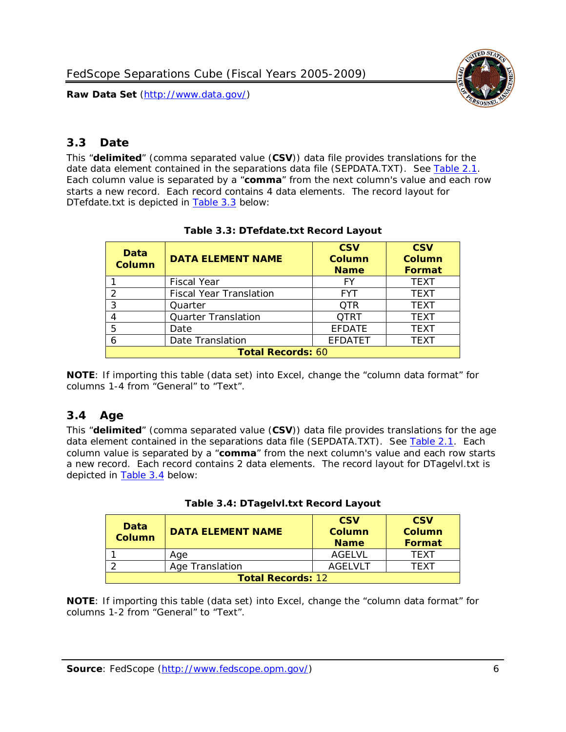## 3.3 Date

This "**delimited**" (comma separated value (**CSV**)) data file provides translations for the date data element contained in the separations data file (SEPDATA.TXT). See Table 2.1. Each column value is separated by a "**comma**" from the next column's value and each row starts a new record. Each record contains 4 data elements. The record layout for DTefdate.txt is depicted in Table 3.3 below:

**Table 3.3: DTefdate.txt Record Layout**

| Data Column | DATA ELEMENT NAME | CSV Column Name | CSV Column Format |
|---|---|---|---|
| 1 | Fiscal Year | FY | TEXT |
| 2 | Fiscal Year Translation | FYT | TEXT |
| 3 | Quarter | QTR | TEXT |
| 4 | Quarter Translation | QTRT | TEXT |
| 5 | Date | EFDATE | TEXT |
| 6 | Date Translation | EFDATET | TEXT |
| **Total Records:** 60 | | | |

**NOTE**: If importing this table (data set) into Excel, change the "column data format" for columns 1-4 from "General" to "Text".

## 3.4 Age

This "**delimited**" (comma separated value (**CSV**)) data file provides translations for the age data element contained in the separations data file (SEPDATA.TXT). See Table 2.1. Each column value is separated by a "**comma**" from the next column's value and each row starts a new record. Each record contains 2 data elements. The record layout for DTagelvl.txt is depicted in Table 3.4 below:

**Table 3.4: DTagelvl.txt Record Layout**

| Data Column | DATA ELEMENT NAME | CSV Column Name | CSV Column Format |
|---|---|---|---|
| 1 | Age | AGELVL | TEXT |
| 2 | Age Translation | AGELVLT | TEXT |
| **Total Records:** 12 | | | |

**NOTE**: If importing this table (data set) into Excel, change the "column data format" for columns 1-2 from "General" to "Text".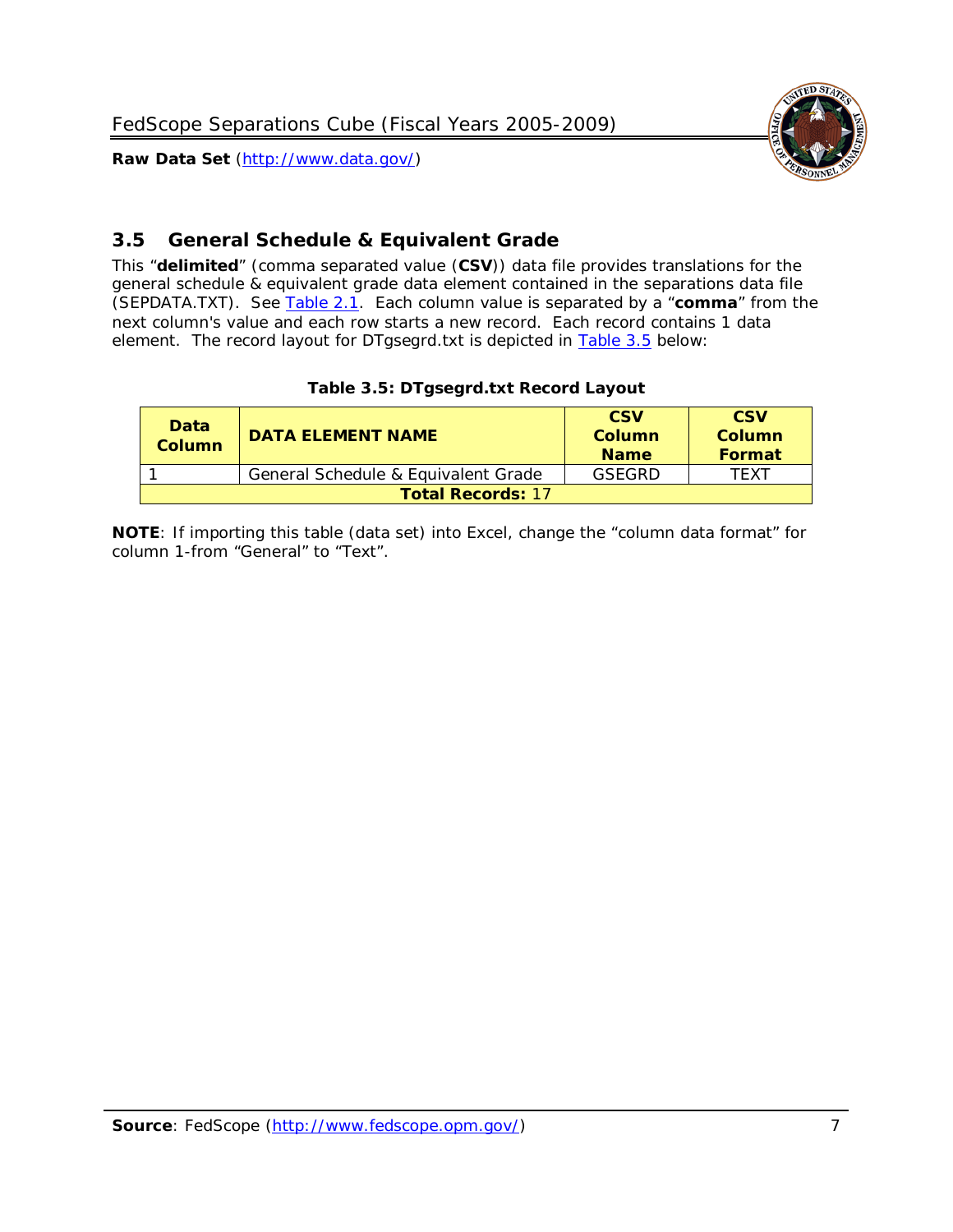## 3.5 General Schedule & Equivalent Grade

This "**delimited**" (comma separated value (**CSV**)) data file provides translations for the general schedule & equivalent grade data element contained in the separations data file (SEPDATA.TXT). See Table 2.1. Each column value is separated by a "**comma**" from the next column's value and each row starts a new record. Each record contains 1 data element. The record layout for DTgsegrd.txt is depicted in Table 3.5 below:

**Table 3.5: DTgsegrd.txt Record Layout**

| Data Column | DATA ELEMENT NAME | CSV Column Name | CSV Column Format |
|---|---|---|---|
| 1 | General Schedule & Equivalent Grade | GSEGRD | TEXT |
| **Total Records:** 17 | | | |

**NOTE**: If importing this table (data set) into Excel, change the "column data format" for column 1-from "General" to "Text".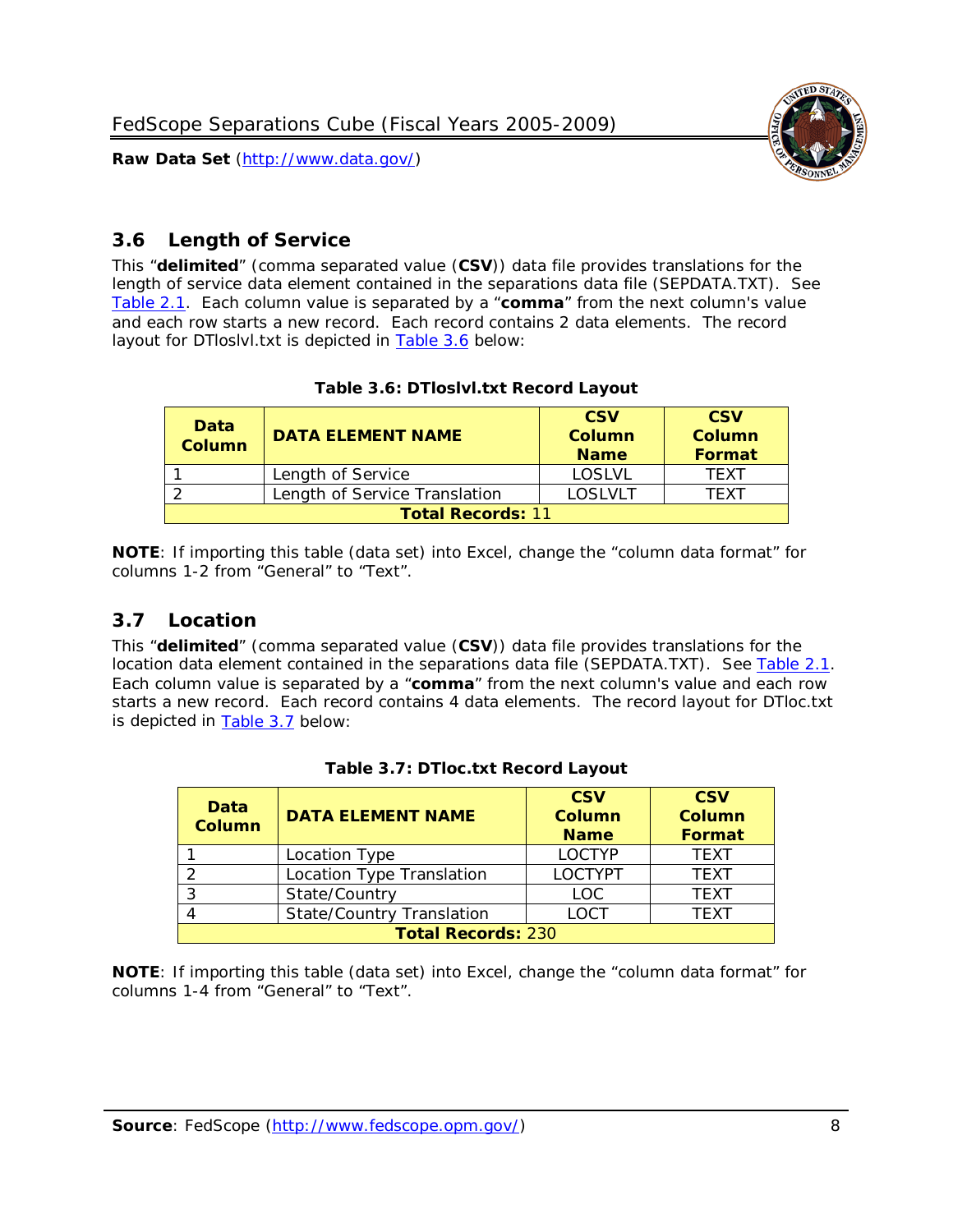## 3.6 Length of Service

This "**delimited**" (comma separated value (**CSV**)) data file provides translations for the length of service data element contained in the separations data file (SEPDATA.TXT). See Table 2.1. Each column value is separated by a "**comma**" from the next column's value and each row starts a new record. Each record contains 2 data elements. The record layout for DTloslvl.txt is depicted in Table 3.6 below:

**Table 3.6: DTloslvl.txt Record Layout**

| Data Column | DATA ELEMENT NAME | CSV Column Name | CSV Column Format |
|---|---|---|---|
| 1 | Length of Service | LOSLVL | TEXT |
| 2 | Length of Service Translation | LOSLVLT | TEXT |
| **Total Records:** 11 | | | |

**NOTE**: If importing this table (data set) into Excel, change the "column data format" for columns 1-2 from "General" to "Text".

## 3.7 Location

This "**delimited**" (comma separated value (**CSV**)) data file provides translations for the location data element contained in the separations data file (SEPDATA.TXT). See Table 2.1. Each column value is separated by a "**comma**" from the next column's value and each row starts a new record. Each record contains 4 data elements. The record layout for DTloc.txt is depicted in Table 3.7 below:

**Table 3.7: DTloc.txt Record Layout**

| Data Column | DATA ELEMENT NAME | CSV Column Name | CSV Column Format |
|---|---|---|---|
| 1 | Location Type | LOCTYP | TEXT |
| 2 | Location Type Translation | LOCTYPT | TEXT |
| 3 | State/Country | LOC | TEXT |
| 4 | State/Country Translation | LOCT | TEXT |
| **Total Records:** 230 | | | |

**NOTE**: If importing this table (data set) into Excel, change the "column data format" for columns 1-4 from "General" to "Text".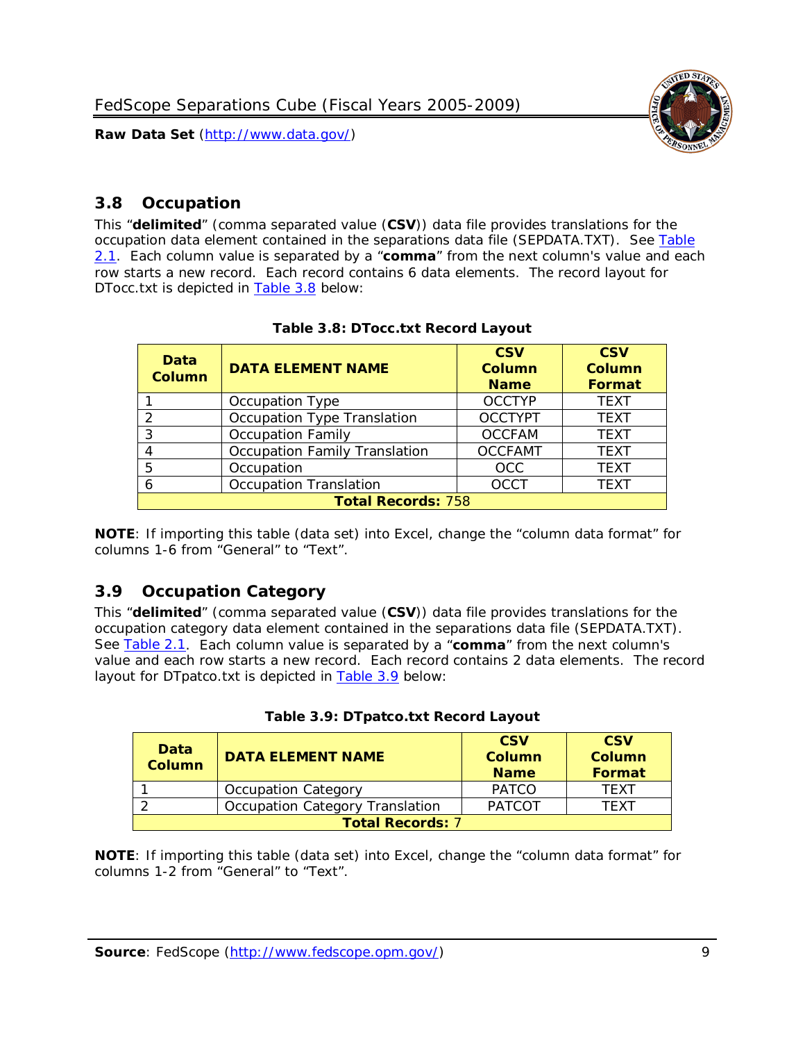## 3.8 Occupation

This “**delimited**” (comma separated value (**CSV**)) data file provides translations for the occupation data element contained in the separations data file (SEPDATA.TXT). See Table 2.1. Each column value is separated by a “**comma**” from the next column's value and each row starts a new record. Each record contains 6 data elements. The record layout for DTocc.txt is depicted in Table 3.8 below:

**Table 3.8: DTocc.txt Record Layout**

| Data Column | DATA ELEMENT NAME | CSV Column Name | CSV Column Format |
|---|---|---|---|
| 1 | Occupation Type | OCCTYP | TEXT |
| 2 | Occupation Type Translation | OCCTYPT | TEXT |
| 3 | Occupation Family | OCCFAM | TEXT |
| 4 | Occupation Family Translation | OCCFAMT | TEXT |
| 5 | Occupation | OCC | TEXT |
| 6 | Occupation Translation | OCCT | TEXT |
| **Total Records:** 758 | | | |

**NOTE**: If importing this table (data set) into Excel, change the “column data format” for columns 1-6 from “General” to “Text”.

## 3.9 Occupation Category

This “**delimited**” (comma separated value (**CSV**)) data file provides translations for the occupation category data element contained in the separations data file (SEPDATA.TXT). See Table 2.1. Each column value is separated by a “**comma**” from the next column's value and each row starts a new record. Each record contains 2 data elements. The record layout for DTpatco.txt is depicted in Table 3.9 below:

**Table 3.9: DTpatco.txt Record Layout**

| Data Column | DATA ELEMENT NAME | CSV Column Name | CSV Column Format |
|---|---|---|---|
| 1 | Occupation Category | PATCO | TEXT |
| 2 | Occupation Category Translation | PATCOT | TEXT |
| **Total Records:** 7 | | | |

**NOTE**: If importing this table (data set) into Excel, change the “column data format” for columns 1-2 from “General” to “Text”.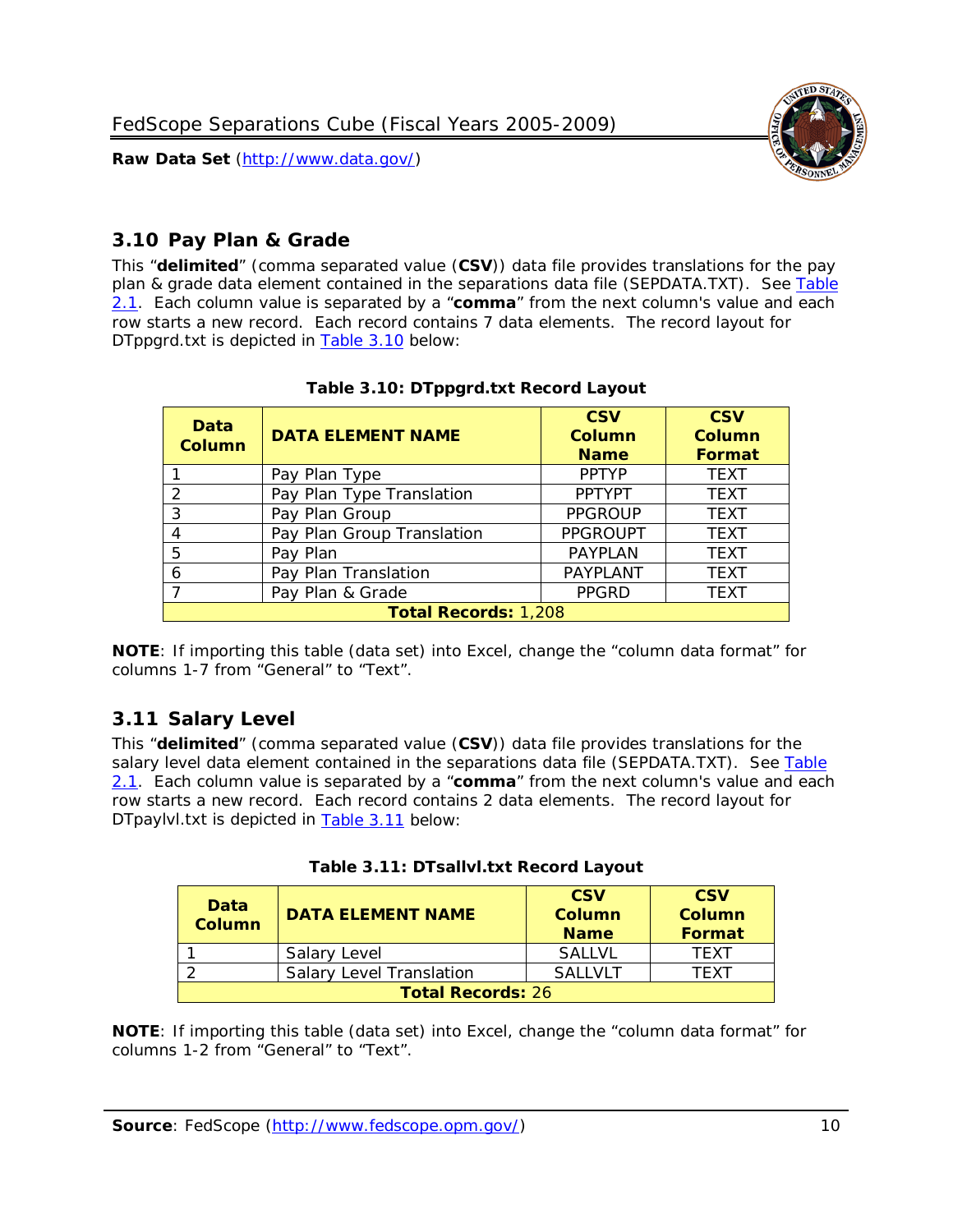## 3.10 Pay Plan & Grade

This "**delimited**" (comma separated value (**CSV**)) data file provides translations for the pay plan & grade data element contained in the separations data file (SEPDATA.TXT). See Table 2.1. Each column value is separated by a "**comma**" from the next column's value and each row starts a new record. Each record contains 7 data elements. The record layout for DTppgrd.txt is depicted in Table 3.10 below:

**Table 3.10: DTppgrd.txt Record Layout**

| Data Column | DATA ELEMENT NAME | CSV Column Name | CSV Column Format |
|---|---|---|---|
| 1 | Pay Plan Type | PPTYP | TEXT |
| 2 | Pay Plan Type Translation | PPTYPT | TEXT |
| 3 | Pay Plan Group | PPGROUP | TEXT |
| 4 | Pay Plan Group Translation | PPGROUPT | TEXT |
| 5 | Pay Plan | PAYPLAN | TEXT |
| 6 | Pay Plan Translation | PAYPLANT | TEXT |
| 7 | Pay Plan & Grade | PPGRD | TEXT |
| **Total Records:** 1,208 | | | |

**NOTE**: If importing this table (data set) into Excel, change the "column data format" for columns 1-7 from "General" to "Text".

## 3.11 Salary Level

This "**delimited**" (comma separated value (**CSV**)) data file provides translations for the salary level data element contained in the separations data file (SEPDATA.TXT). See Table 2.1. Each column value is separated by a "**comma**" from the next column's value and each row starts a new record. Each record contains 2 data elements. The record layout for DTpaylvl.txt is depicted in Table 3.11 below:

**Table 3.11: DTsallvl.txt Record Layout**

| Data Column | DATA ELEMENT NAME | CSV Column Name | CSV Column Format |
|---|---|---|---|
| 1 | Salary Level | SALLVL | TEXT |
| 2 | Salary Level Translation | SALLVLT | TEXT |
| **Total Records:** 26 | | | |

**NOTE**: If importing this table (data set) into Excel, change the "column data format" for columns 1-2 from "General" to "Text".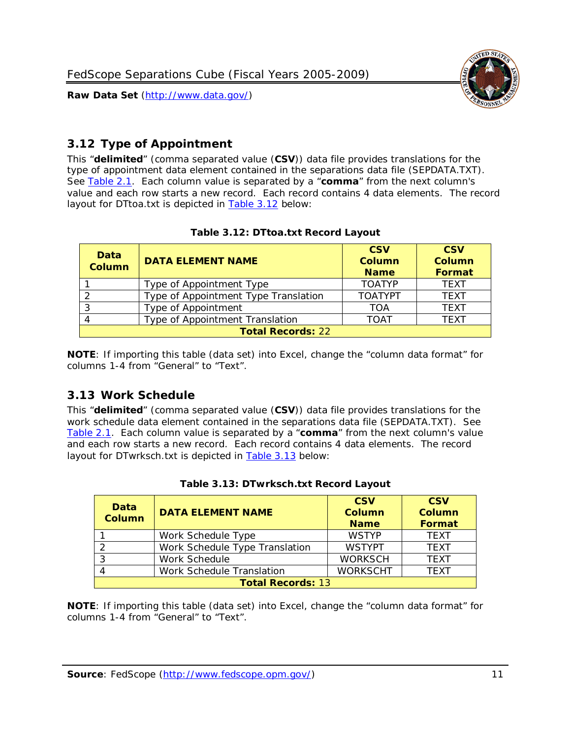## 3.12 Type of Appointment

This "**delimited**" (comma separated value (**CSV**)) data file provides translations for the type of appointment data element contained in the separations data file (SEPDATA.TXT). See Table 2.1. Each column value is separated by a "**comma**" from the next column's value and each row starts a new record. Each record contains 4 data elements. The record layout for DTtoa.txt is depicted in Table 3.12 below:

**Table 3.12: DTtoa.txt Record Layout**

| Data Column | DATA ELEMENT NAME | CSV Column Name | CSV Column Format |
|---|---|---|---|
| 1 | Type of Appointment Type | TOATYP | TEXT |
| 2 | Type of Appointment Type Translation | TOATYPT | TEXT |
| 3 | Type of Appointment | TOA | TEXT |
| 4 | Type of Appointment Translation | TOAT | TEXT |
| **Total Records:** 22 | | | |

**NOTE**: If importing this table (data set) into Excel, change the "column data format" for columns 1-4 from "General" to "Text".

## 3.13 Work Schedule

This "**delimited**" (comma separated value (**CSV**)) data file provides translations for the work schedule data element contained in the separations data file (SEPDATA.TXT). See Table 2.1. Each column value is separated by a "**comma**" from the next column's value and each row starts a new record. Each record contains 4 data elements. The record layout for DTwrksch.txt is depicted in Table 3.13 below:

**Table 3.13: DTwrksch.txt Record Layout**

| Data Column | DATA ELEMENT NAME | CSV Column Name | CSV Column Format |
|---|---|---|---|
| 1 | Work Schedule Type | WSTYP | TEXT |
| 2 | Work Schedule Type Translation | WSTYPT | TEXT |
| 3 | Work Schedule | WORKSCH | TEXT |
| 4 | Work Schedule Translation | WORKSCHT | TEXT |
| **Total Records:** 13 | | | |

**NOTE**: If importing this table (data set) into Excel, change the "column data format" for columns 1-4 from "General" to "Text".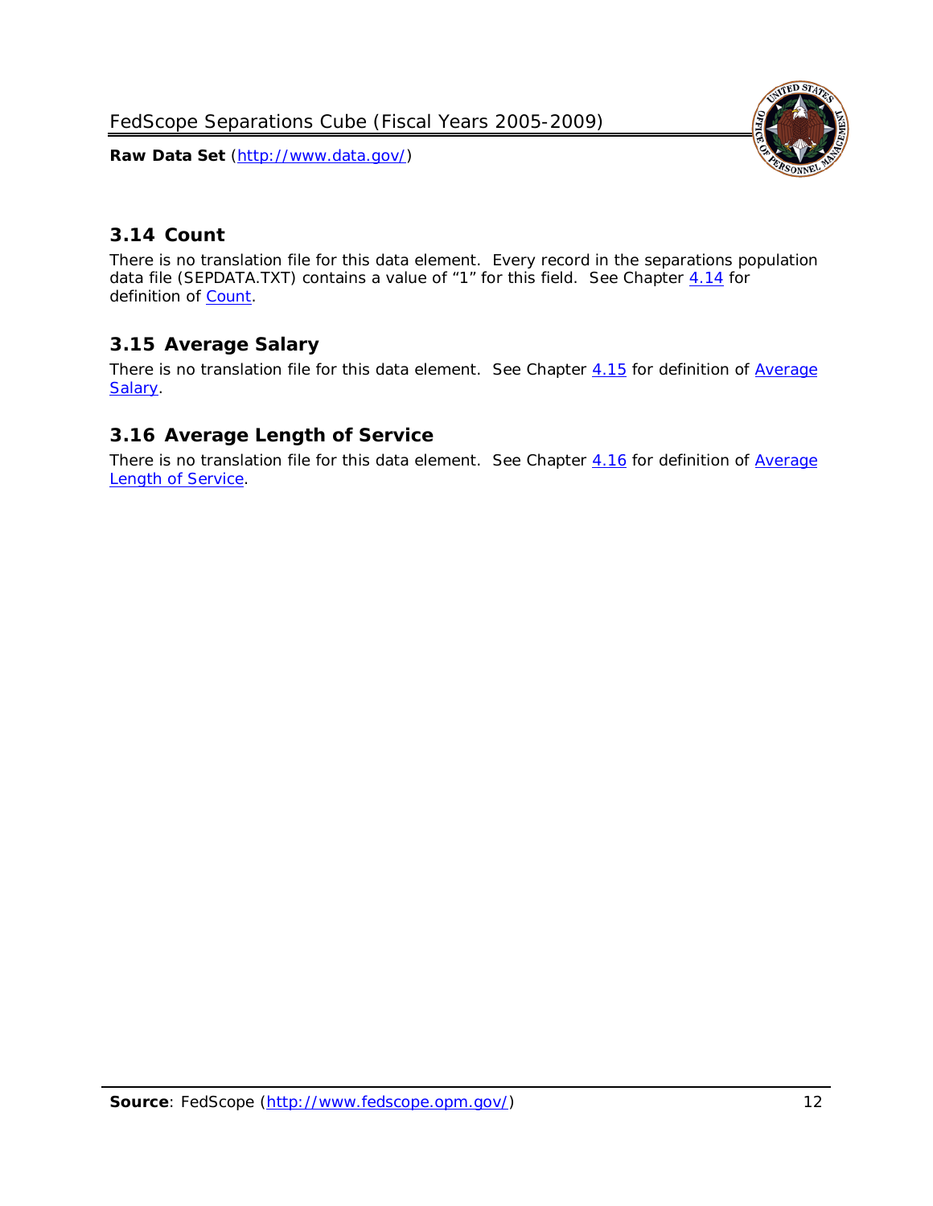## 3.14 Count

There is no translation file for this data element. Every record in the separations population data file (SEPDATA.TXT) contains a value of "1" for this field. See Chapter 4.14 for definition of Count.

## 3.15 Average Salary

There is no translation file for this data element. See Chapter 4.15 for definition of Average Salary.

## 3.16 Average Length of Service

There is no translation file for this data element. See Chapter 4.16 for definition of Average Length of Service.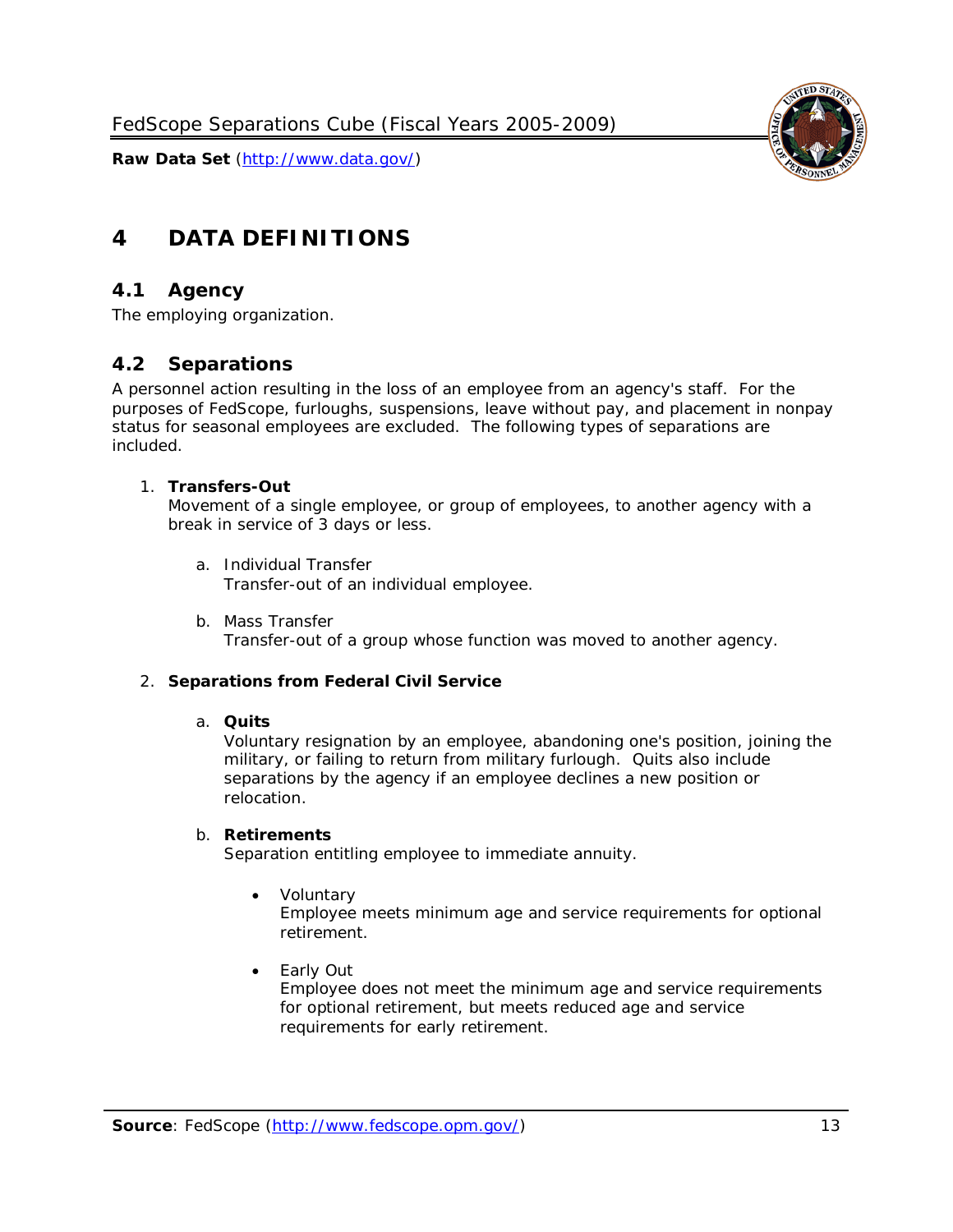# 4 DATA DEFINITIONS

## 4.1 Agency

The employing organization.

## 4.2 Separations

A personnel action resulting in the loss of an employee from an agency's staff. For the purposes of FedScope, furloughs, suspensions, leave without pay, and placement in nonpay status for seasonal employees are excluded. The following types of separations are included.

1. **Transfers-Out**
   Movement of a single employee, or group of employees, to another agency with a break in service of 3 days or less.

   a. Individual Transfer
      Transfer-out of an individual employee.

   b. Mass Transfer
      Transfer-out of a group whose function was moved to another agency.

2. **Separations from Federal Civil Service**

   a. **Quits**
      Voluntary resignation by an employee, abandoning one's position, joining the military, or failing to return from military furlough. Quits also include separations by the agency if an employee declines a new position or relocation.

   b. **Retirements**
      Separation entitling employee to immediate annuity.

      - Voluntary
        Employee meets minimum age and service requirements for optional retirement.

      - Early Out
        Employee does not meet the minimum age and service requirements for optional retirement, but meets reduced age and service requirements for early retirement.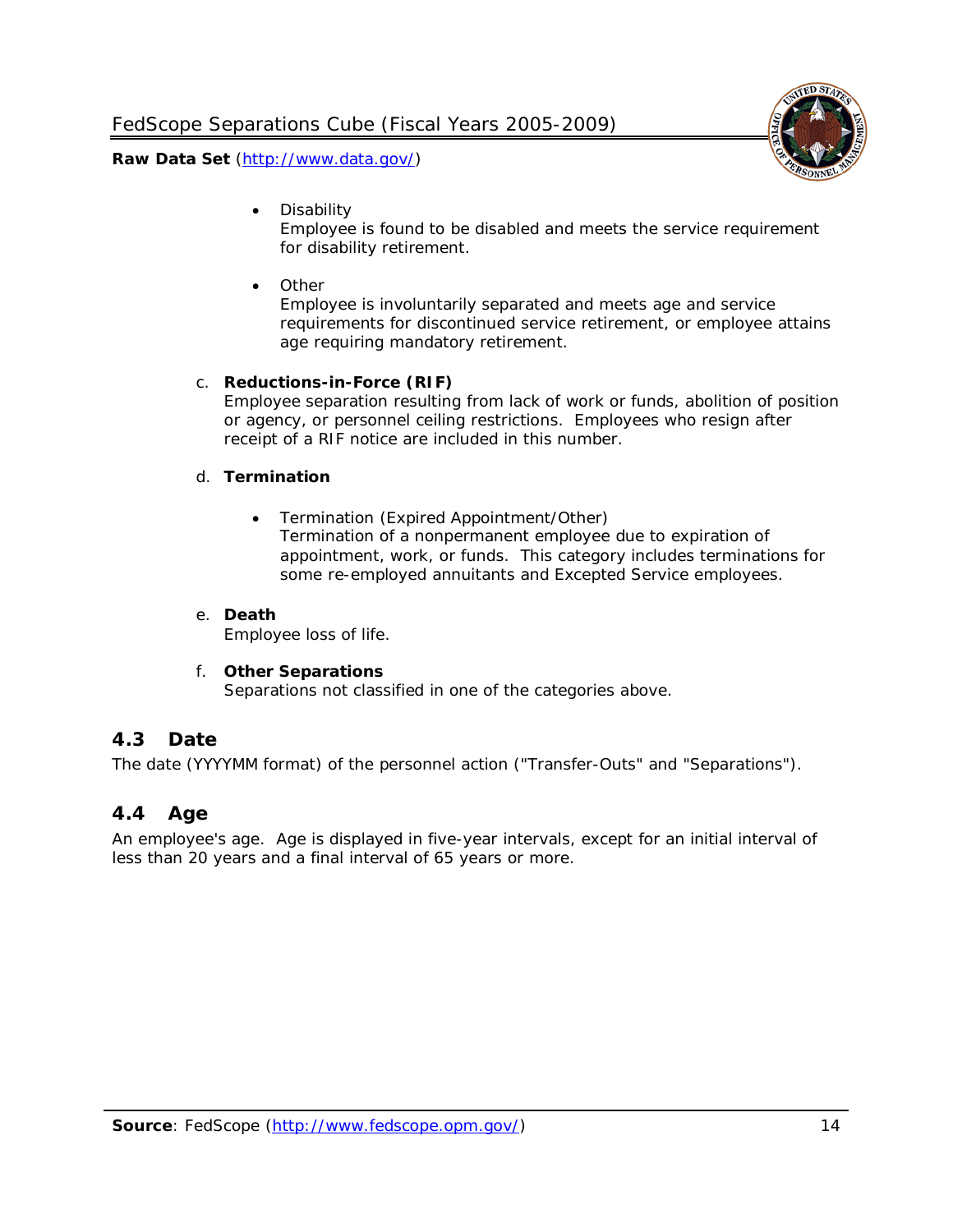- Disability
  Employee is found to be disabled and meets the service requirement for disability retirement.

- Other
  Employee is involuntarily separated and meets age and service requirements for discontinued service retirement, or employee attains age requiring mandatory retirement.

c. **Reductions-in-Force (RIF)**
Employee separation resulting from lack of work or funds, abolition of position or agency, or personnel ceiling restrictions. Employees who resign after receipt of a RIF notice are included in this number.

d. **Termination**

- Termination (Expired Appointment/Other)
  Termination of a nonpermanent employee due to expiration of appointment, work, or funds. This category includes terminations for some re-employed annuitants and Excepted Service employees.

e. **Death**
Employee loss of life.

f. **Other Separations**
Separations not classified in one of the categories above.

## 4.3 Date

The date (YYYYMM format) of the personnel action ("Transfer-Outs" and "Separations").

## 4.4 Age

An employee's age. Age is displayed in five-year intervals, except for an initial interval of less than 20 years and a final interval of 65 years or more.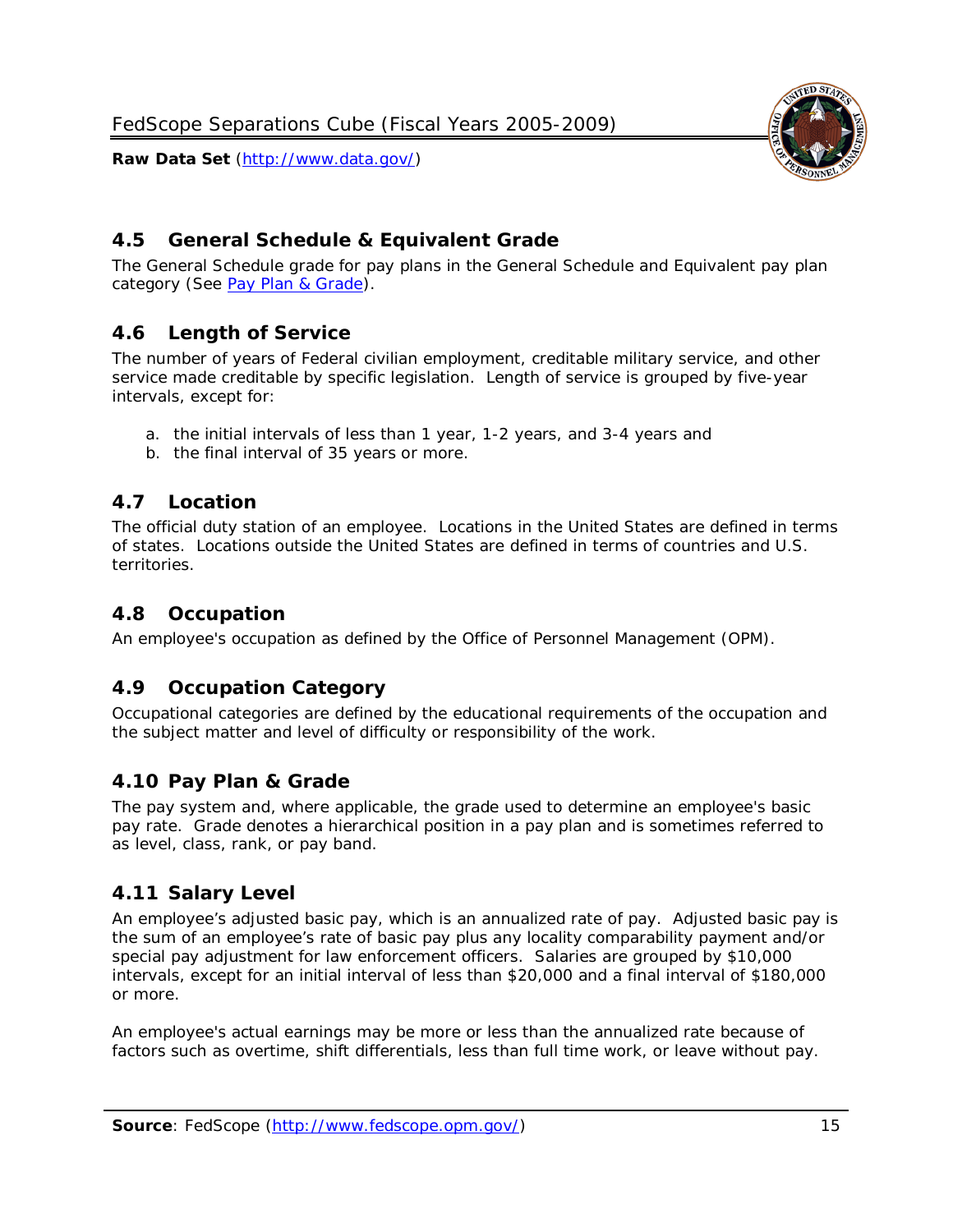## 4.5 General Schedule & Equivalent Grade

The General Schedule grade for pay plans in the General Schedule and Equivalent pay plan category (See Pay Plan & Grade).

## 4.6 Length of Service

The number of years of Federal civilian employment, creditable military service, and other service made creditable by specific legislation. Length of service is grouped by five-year intervals, except for:

a. the initial intervals of less than 1 year, 1-2 years, and 3-4 years and
b. the final interval of 35 years or more.

## 4.7 Location

The official duty station of an employee. Locations in the United States are defined in terms of states. Locations outside the United States are defined in terms of countries and U.S. territories.

## 4.8 Occupation

An employee's occupation as defined by the Office of Personnel Management (OPM).

## 4.9 Occupation Category

Occupational categories are defined by the educational requirements of the occupation and the subject matter and level of difficulty or responsibility of the work.

## 4.10 Pay Plan & Grade

The pay system and, where applicable, the grade used to determine an employee's basic pay rate. Grade denotes a hierarchical position in a pay plan and is sometimes referred to as level, class, rank, or pay band.

## 4.11 Salary Level

An employee's adjusted basic pay, which is an annualized rate of pay. Adjusted basic pay is the sum of an employee's rate of basic pay plus any locality comparability payment and/or special pay adjustment for law enforcement officers. Salaries are grouped by $10,000 intervals, except for an initial interval of less than $20,000 and a final interval of $180,000 or more.

An employee's actual earnings may be more or less than the annualized rate because of factors such as overtime, shift differentials, less than full time work, or leave without pay.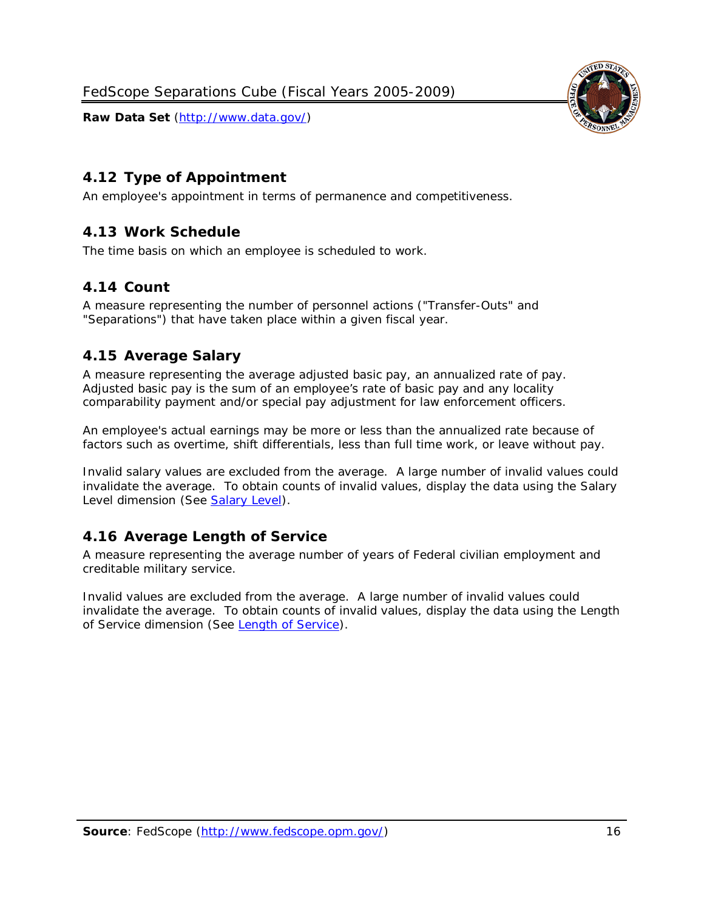## 4.12 Type of Appointment

An employee's appointment in terms of permanence and competitiveness.

## 4.13 Work Schedule

The time basis on which an employee is scheduled to work.

## 4.14 Count

A measure representing the number of personnel actions ("Transfer-Outs" and "Separations") that have taken place within a given fiscal year.

## 4.15 Average Salary

A measure representing the average adjusted basic pay, an annualized rate of pay. Adjusted basic pay is the sum of an employee's rate of basic pay and any locality comparability payment and/or special pay adjustment for law enforcement officers.

An employee's actual earnings may be more or less than the annualized rate because of factors such as overtime, shift differentials, less than full time work, or leave without pay.

Invalid salary values are excluded from the average. A large number of invalid values could invalidate the average. To obtain counts of invalid values, display the data using the Salary Level dimension (See Salary Level).

## 4.16 Average Length of Service

A measure representing the average number of years of Federal civilian employment and creditable military service.

Invalid values are excluded from the average. A large number of invalid values could invalidate the average. To obtain counts of invalid values, display the data using the Length of Service dimension (See Length of Service).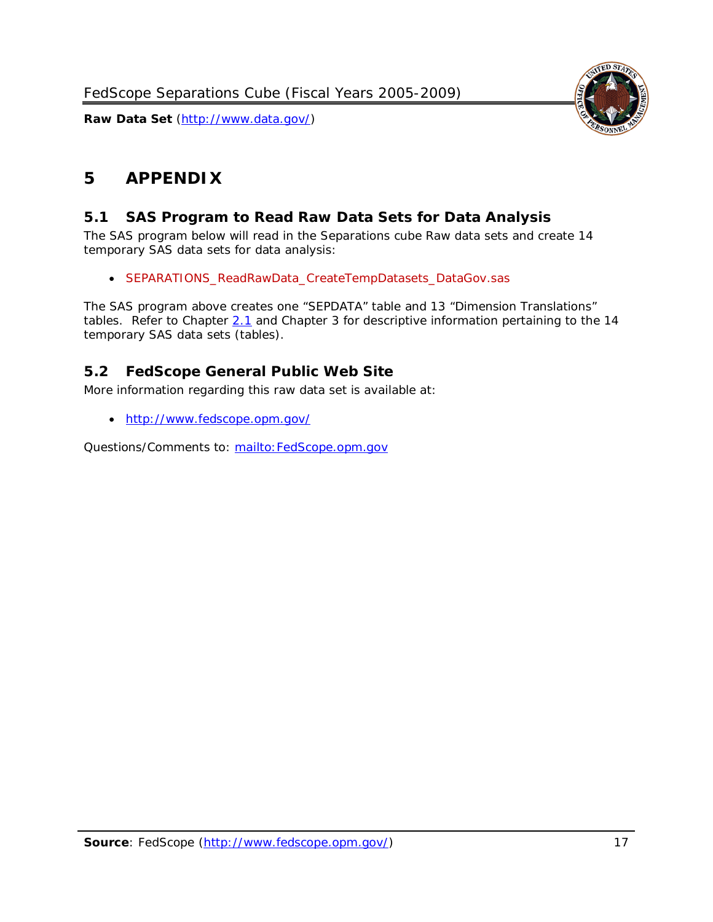# 5 APPENDIX

## 5.1 SAS Program to Read Raw Data Sets for Data Analysis

The SAS program below will read in the Separations cube Raw data sets and create 14 temporary SAS data sets for data analysis:

- SEPARATIONS_ReadRawData_CreateTempDatasets_DataGov.sas

The SAS program above creates one "SEPDATA" table and 13 "Dimension Translations" tables. Refer to Chapter 2.1 and Chapter 3 for descriptive information pertaining to the 14 temporary SAS data sets (tables).

## 5.2 FedScope General Public Web Site

More information regarding this raw data set is available at:

- http://www.fedscope.opm.gov/

Questions/Comments to: mailto:FedScope.opm.gov